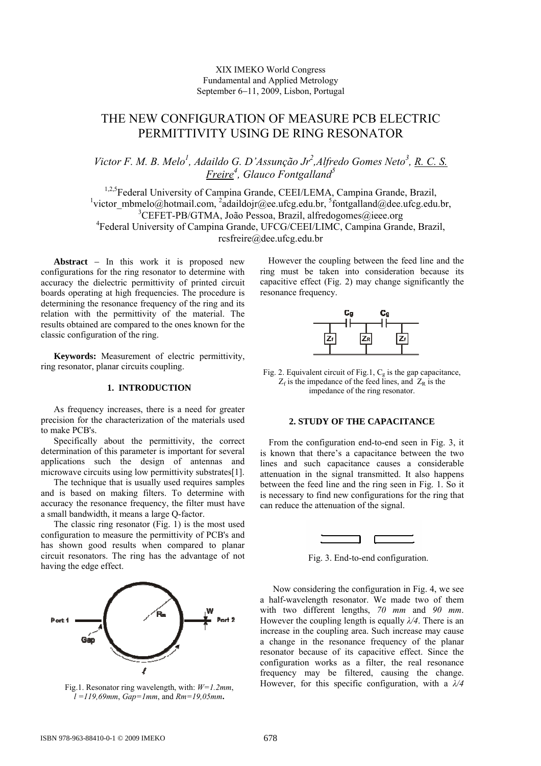XIX IMEKO World Congress
Fundamental and Applied Metrology
September 6−11, 2009, Lisbon, Portugal

# THE NEW CONFIGURATION OF MEASURE PCB ELECTRIC PERMITTIVITY USING DE RING RESONATOR

*Victor F. M. B. Melo*[1], *Adaildo G. D'Assunção Jr*[2], *Alfredo Gomes Neto*[3], *R. C. S. Freire*[4], *Glauco Fontgalland*[5]

[1,2,5]Federal University of Campina Grande, CEEI/LEMA, Campina Grande, Brazil,
[1]victor_mbmelo@hotmail.com, [2]adaildojr@ee.ufcg.edu.br, [5]fontgalland@dee.ufcg.edu.br,
[3]CEFET-PB/GTMA, João Pessoa, Brazil, alfredogomes@ieee.org
[4]Federal University of Campina Grande, UFCG/CEEI/LIMC, Campina Grande, Brazil,
rcsfreire@dee.ufcg.edu.br

**Abstract** − In this work it is proposed new configurations for the ring resonator to determine with accuracy the dielectric permittivity of printed circuit boards operating at high frequencies. The procedure is determining the resonance frequency of the ring and its relation with the permittivity of the material. The results obtained are compared to the ones known for the classic configuration of the ring.

**Keywords:** Measurement of electric permittivity, ring resonator, planar circuits coupling.

## 1. INTRODUCTION

As frequency increases, there is a need for greater precision for the characterization of the materials used to make PCB's.

Specifically about the permittivity, the correct determination of this parameter is important for several applications such the design of antennas and microwave circuits using low permittivity substrates[1].

The technique that is usually used requires samples and is based on making filters. To determine with accuracy the resonance frequency, the filter must have a small bandwidth, it means a large Q-factor.

The classic ring resonator (Fig. 1) is the most used configuration to measure the permittivity of PCB's and has shown good results when compared to planar circuit resonators. The ring has the advantage of not having the edge effect.

Fig.1. Resonator ring wavelength, with: *W=1.2mm*, *l =119,69mm*, *Gap=1mm*, and *Rm=19,05mm*.

However the coupling between the feed line and the ring must be taken into consideration because its capacitive effect (Fig. 2) may change significantly the resonance frequency.

Fig. 2. Equivalent circuit of Fig.1, $C_g$ is the gap capacitance, $Z_f$ is the impedance of the feed lines, and $Z_R$ is the impedance of the ring resonator.

## 2. STUDY OF THE CAPACITANCE

From the configuration end-to-end seen in Fig. 3, it is known that there's a capacitance between the two lines and such capacitance causes a considerable attenuation in the signal transmitted. It also happens between the feed line and the ring seen in Fig. 1. So it is necessary to find new configurations for the ring that can reduce the attenuation of the signal.

Fig. 3. End-to-end configuration.

Now considering the configuration in Fig. 4, we see a half-wavelength resonator. We made two of them with two different lengths, *70 mm* and *90 mm*. However the coupling length is equally $\lambda/4$. There is an increase in the coupling area. Such increase may cause a change in the resonance frequency of the planar resonator because of its capacitive effect. Since the configuration works as a filter, the real resonance frequency may be filtered, causing the change. However, for this specific configuration, with a $\lambda/4$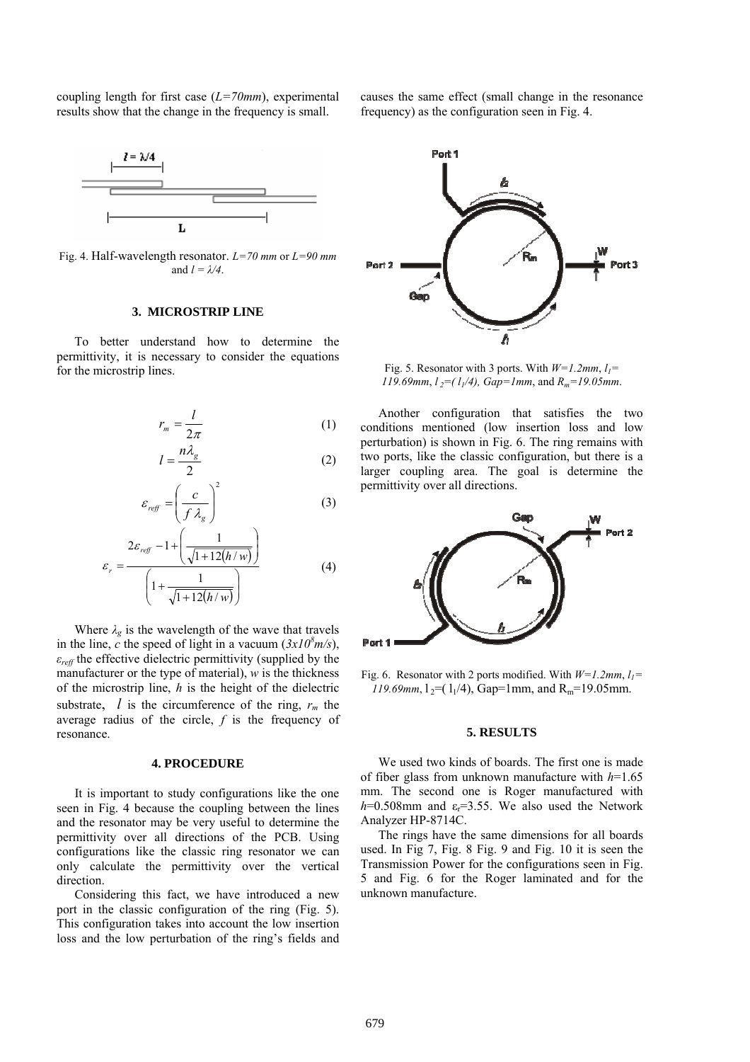coupling length for first case (*L=70mm*), experimental results show that the change in the frequency is small.

Fig. 4. Half-wavelength resonator. *L=70 mm* or *L=90 mm* and $l = \lambda/4$.

### 3. MICROSTRIP LINE

To better understand how to determine the permittivity, it is necessary to consider the equations for the microstrip lines.

$$r_m = \frac{l}{2\pi} \quad (1)$$

$$l = \frac{n\lambda_g}{2} \quad (2)$$

$$\varepsilon_{reff} = \left(\frac{c}{f\,\lambda_g}\right)^2 \quad (3)$$

$$\varepsilon_r = \frac{2\varepsilon_{reff} - 1 + \left(\frac{1}{\sqrt{1+12(h/w)}}\right)}{\left(1 + \frac{1}{\sqrt{1+12(h/w)}}\right)} \quad (4)$$

Where $\lambda_g$ is the wavelength of the wave that travels in the line, $c$ the speed of light in a vacuum ($3x10^8 m/s$), $\varepsilon_{reff}$ the effective dielectric permittivity (supplied by the manufacturer or the type of material), $w$ is the thickness of the microstrip line, $h$ is the height of the dielectric substrate, $l$ is the circumference of the ring, $r_m$ the average radius of the circle, $f$ is the frequency of resonance.

### 4. PROCEDURE

It is important to study configurations like the one seen in Fig. 4 because the coupling between the lines and the resonator may be very useful to determine the permittivity over all directions of the PCB. Using configurations like the classic ring resonator we can only calculate the permittivity over the vertical direction.

Considering this fact, we have introduced a new port in the classic configuration of the ring (Fig. 5). This configuration takes into account the low insertion loss and the low perturbation of the ring's fields and causes the same effect (small change in the resonance frequency) as the configuration seen in Fig. 4.

Fig. 5. Resonator with 3 ports. With $W=1.2mm$, $l_1= 119.69mm$, $l_2=(l_1/4)$, $Gap=1mm$, and $R_m=19.05mm$.

Another configuration that satisfies the two conditions mentioned (low insertion loss and low perturbation) is shown in Fig. 6. The ring remains with two ports, like the classic configuration, but there is a larger coupling area. The goal is determine the permittivity over all directions.

Fig. 6. Resonator with 2 ports modified. With $W=1.2mm$, $l_1= 119.69mm$, $l_2=(l_1/4)$, Gap=1mm, and $R_m$=19.05mm.

### 5. RESULTS

We used two kinds of boards. The first one is made of fiber glass from unknown manufacture with $h$=1.65 mm. The second one is Roger manufactured with $h$=0.508mm and $\varepsilon_r$=3.55. We also used the Network Analyzer HP-8714C.

The rings have the same dimensions for all boards used. In Fig 7, Fig. 8 Fig. 9 and Fig. 10 it is seen the Transmission Power for the configurations seen in Fig. 5 and Fig. 6 for the Roger laminated and for the unknown manufacture.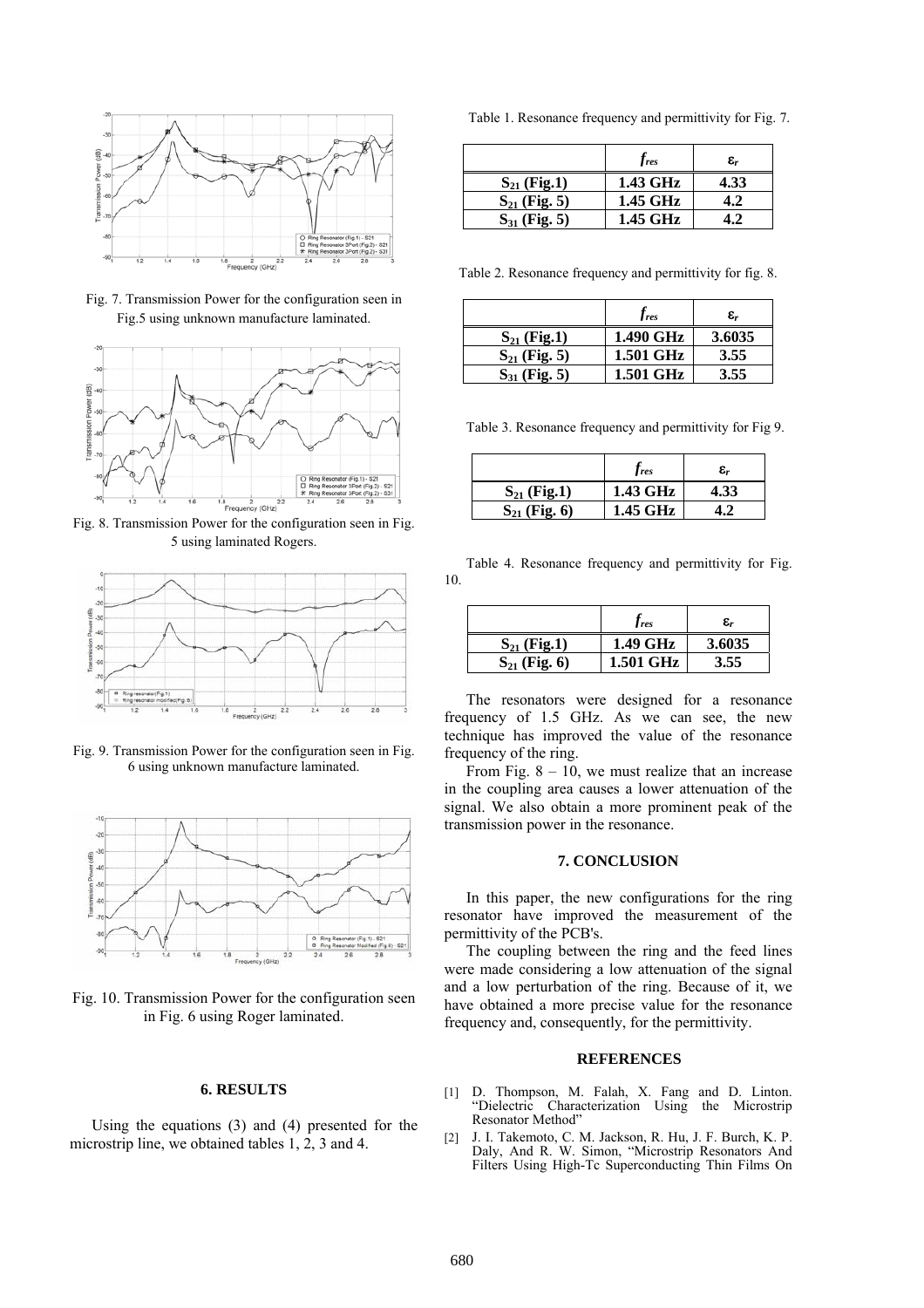Fig. 7. Transmission Power for the configuration seen in Fig.5 using unknown manufacture laminated.

Fig. 8. Transmission Power for the configuration seen in Fig. 5 using laminated Rogers.

Fig. 9. Transmission Power for the configuration seen in Fig. 6 using unknown manufacture laminated.

Fig. 10. Transmission Power for the configuration seen in Fig. 6 using Roger laminated.

## 6. RESULTS

Using the equations (3) and (4) presented for the microstrip line, we obtained tables 1, 2, 3 and 4.

Table 1. Resonance frequency and permittivity for Fig. 7.

| | $f_{res}$ | $\varepsilon_r$ |
|---|---|---|
| **$S_{21}$ (Fig.1)** | **1.43 GHz** | **4.33** |
| **$S_{21}$ (Fig. 5)** | **1.45 GHz** | **4.2** |
| **$S_{31}$ (Fig. 5)** | **1.45 GHz** | **4.2** |

Table 2. Resonance frequency and permittivity for fig. 8.

| | $f_{res}$ | $\varepsilon_r$ |
|---|---|---|
| **$S_{21}$ (Fig.1)** | **1.490 GHz** | **3.6035** |
| **$S_{21}$ (Fig. 5)** | **1.501 GHz** | **3.55** |
| **$S_{31}$ (Fig. 5)** | **1.501 GHz** | **3.55** |

Table 3. Resonance frequency and permittivity for Fig 9.

| | $f_{res}$ | $\varepsilon_r$ |
|---|---|---|
| **$S_{21}$ (Fig.1)** | **1.43 GHz** | **4.33** |
| **$S_{21}$ (Fig. 6)** | **1.45 GHz** | **4.2** |

Table 4. Resonance frequency and permittivity for Fig. 10.

| | $f_{res}$ | $\varepsilon_r$ |
|---|---|---|
| **$S_{21}$ (Fig.1)** | **1.49 GHz** | **3.6035** |
| **$S_{21}$ (Fig. 6)** | **1.501 GHz** | **3.55** |

The resonators were designed for a resonance frequency of 1.5 GHz. As we can see, the new technique has improved the value of the resonance frequency of the ring.

From Fig. 8 – 10, we must realize that an increase in the coupling area causes a lower attenuation of the signal. We also obtain a more prominent peak of the transmission power in the resonance.

## 7. CONCLUSION

In this paper, the new configurations for the ring resonator have improved the measurement of the permittivity of the PCB's.

The coupling between the ring and the feed lines were made considering a low attenuation of the signal and a low perturbation of the ring. Because of it, we have obtained a more precise value for the resonance frequency and, consequently, for the permittivity.

## REFERENCES

[1] D. Thompson, M. Falah, X. Fang and D. Linton. "Dielectric Characterization Using the Microstrip Resonator Method"

[2] J. I. Takemoto, C. M. Jackson, R. Hu, J. F. Burch, K. P. Daly, And R. W. Simon, "Microstrip Resonators And Filters Using High-Tc Superconducting Thin Films On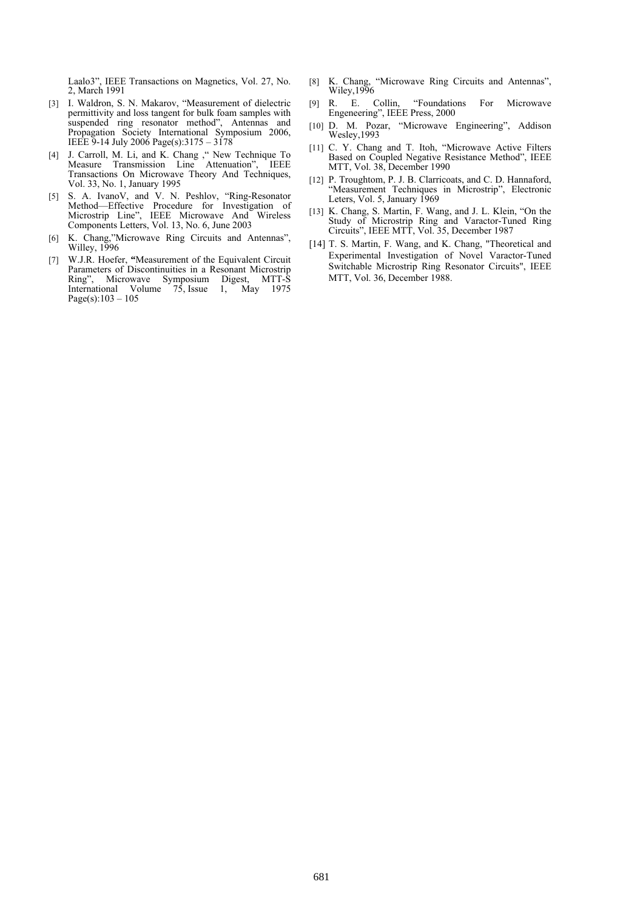Laalo3", IEEE Transactions on Magnetics, Vol. 27, No. 2, March 1991

[3] I. Waldron, S. N. Makarov, "Measurement of dielectric permittivity and loss tangent for bulk foam samples with suspended ring resonator method", Antennas and Propagation Society International Symposium 2006, IEEE 9-14 July 2006 Page(s):3175 – 3178

[4] J. Carroll, M. Li, and K. Chang ," New Technique To Measure Transmission Line Attenuation", IEEE Transactions On Microwave Theory And Techniques, Vol. 33, No. 1, January 1995

[5] S. A. IvanoV, and V. N. Peshlov, "Ring-Resonator Method—Effective Procedure for Investigation of Microstrip Line", IEEE Microwave And Wireless Components Letters, Vol. 13, No. 6, June 2003

[6] K. Chang,"Microwave Ring Circuits and Antennas", Willey, 1996

[7] W.J.R. Hoefer, "Measurement of the Equivalent Circuit Parameters of Discontinuities in a Resonant Microstrip Ring", Microwave Symposium Digest, MTT-S International Volume 75, Issue 1, May 1975 Page(s):103 – 105

[8] K. Chang, "Microwave Ring Circuits and Antennas", Wiley,1996

[9] R. E. Collin, "Foundations For Microwave Engeneering", IEEE Press, 2000

[10] D. M. Pozar, "Microwave Engineering", Addison Wesley,1993

[11] C. Y. Chang and T. Itoh, "Microwave Active Filters Based on Coupled Negative Resistance Method", IEEE MTT, Vol. 38, December 1990

[12] P. Troughtom, P. J. B. Clarricoats, and C. D. Hannaford, "Measurement Techniques in Microstrip", Electronic Leters, Vol. 5, January 1969

[13] K. Chang, S. Martin, F. Wang, and J. L. Klein, "On the Study of Microstrip Ring and Varactor-Tuned Ring Circuits", IEEE MTT, Vol. 35, December 1987

[14] T. S. Martin, F. Wang, and K. Chang, "Theoretical and Experimental Investigation of Novel Varactor-Tuned Switchable Microstrip Ring Resonator Circuits", IEEE MTT, Vol. 36, December 1988.